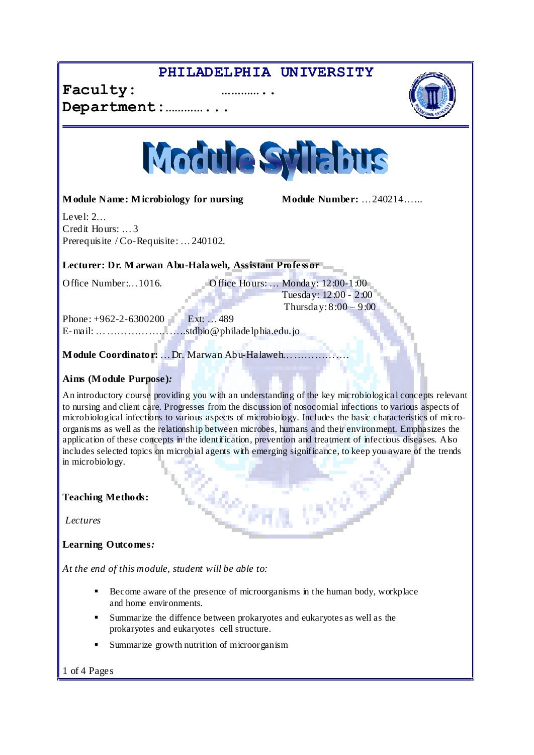# PHILADELPHIA UNIVERSITY

**Faculty:** ………..  
**Department:**………..

# Module Syllabus

**Module Name: Microbiology for nursing** **Module Number:** …240214…..

Level: 2…  
Credit Hours: …3  
Prerequisite / Co-Requisite: …240102.

**Lecturer: Dr. Marwan Abu-Halaweh, Assistant Professor**

Office Number:…1016. Office Hours: … Monday: 12:00-1:00  
Tuesday: 12:00 - 2:00  
Thursday: 8:00 – 9:00

Phone: +962-2-6300200 Ext: … 489  
E-mail: … ……………………stdbio@philadelphia.edu.jo

**Module Coordinator:** … Dr. Marwan Abu-Halaweh……………….

**Aims (Module Purpose):**

An introductory course providing you with an understanding of the key microbiological concepts relevant to nursing and client care. Progresses from the discussion of nosocomial infections to various aspects of microbiological infections to various aspects of microbiology. Includes the basic characteristics of micro-organisms as well as the relationship between microbes, humans and their environment. Emphasizes the application of these concepts in the identification, prevention and treatment of infectious diseases. Also includes selected topics on microbial agents with emerging significance, to keep you aware of the trends in microbiology.

**Teaching Methods:**

*Lectures*

**Learning Outcomes:**

*At the end of this module, student will be able to:*

- Become aware of the presence of microorganisms in the human body, workplace and home environments.
- Summarize the diffence between prokaryotes and eukaryotes as well as the prokaryotes and eukaryotes cell structure.
- Summarize growth nutrition of microorganism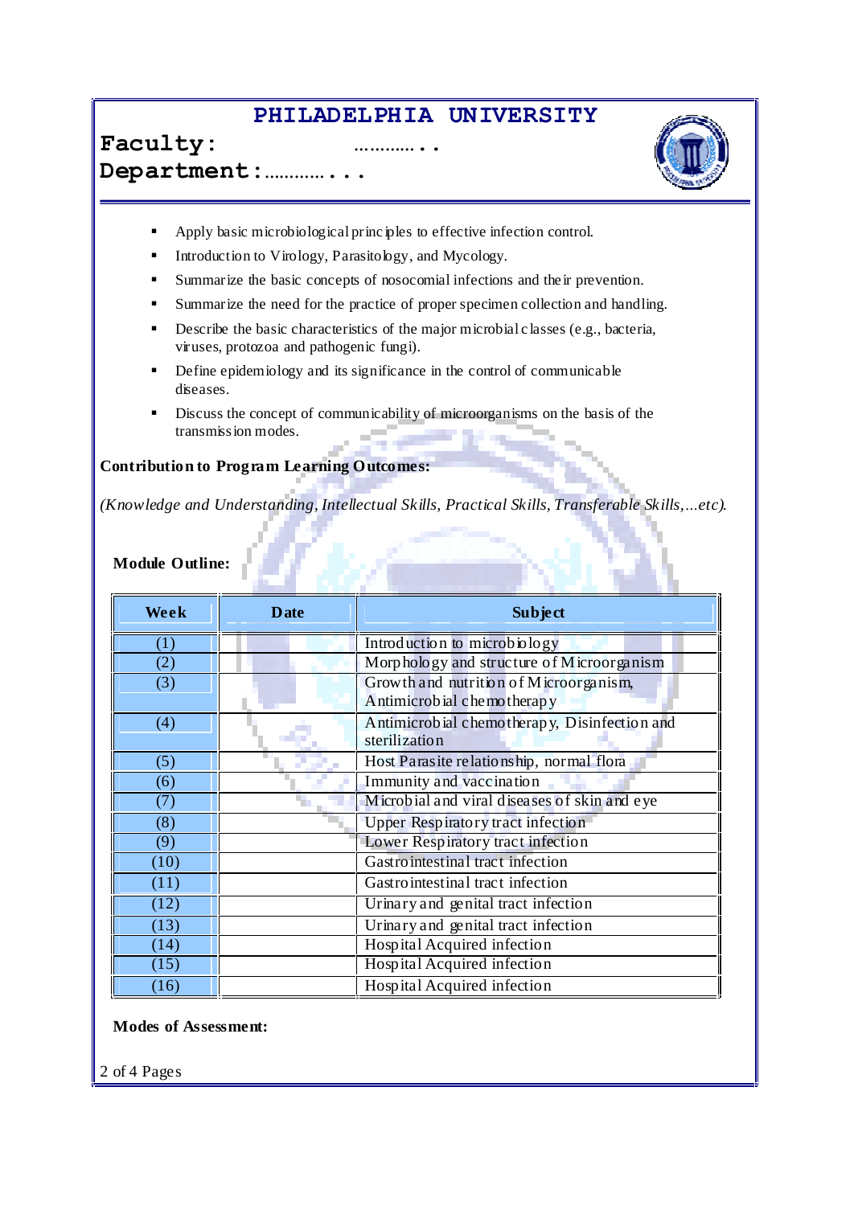# PHILADELPHIA UNIVERSITY

**Faculty:** ………..

**Department:**………...

- Apply basic microbiological principles to effective infection control.
- Introduction to Virology, Parasitology, and Mycology.
- Summarize the basic concepts of nosocomial infections and their prevention.
- Summarize the need for the practice of proper specimen collection and handling.
- Describe the basic characteristics of the major microbial classes (e.g., bacteria, viruses, protozoa and pathogenic fungi).
- Define epidemiology and its significance in the control of communicable diseases.
- Discuss the concept of communicability of microorganisms on the basis of the transmission modes.

**Contribution to Program Learning Outcomes:**

*(Knowledge and Understanding, Intellectual Skills, Practical Skills, Transferable Skills,…etc).*

**Module Outline:**

| Week | Date | Subject |
|---|---|---|
| (1) | | Introduction to microbiology |
| (2) | | Morphology and structure of Microorganism |
| (3) | | Growth and nutrition of Microorganism, Antimicrobial chemotherapy |
| (4) | | Antimicrobial chemotherapy, Disinfection and sterilization |
| (5) | | Host Parasite relationship, normal flora |
| (6) | | Immunity and vaccination |
| (7) | | Microbial and viral diseases of skin and eye |
| (8) | | Upper Respiratory tract infection |
| (9) | | Lower Respiratory tract infection |
| (10) | | Gastrointestinal tract infection |
| (11) | | Gastrointestinal tract infection |
| (12) | | Urinary and genital tract infection |
| (13) | | Urinary and genital tract infection |
| (14) | | Hospital Acquired infection |
| (15) | | Hospital Acquired infection |
| (16) | | Hospital Acquired infection |

**Modes of Assessment:**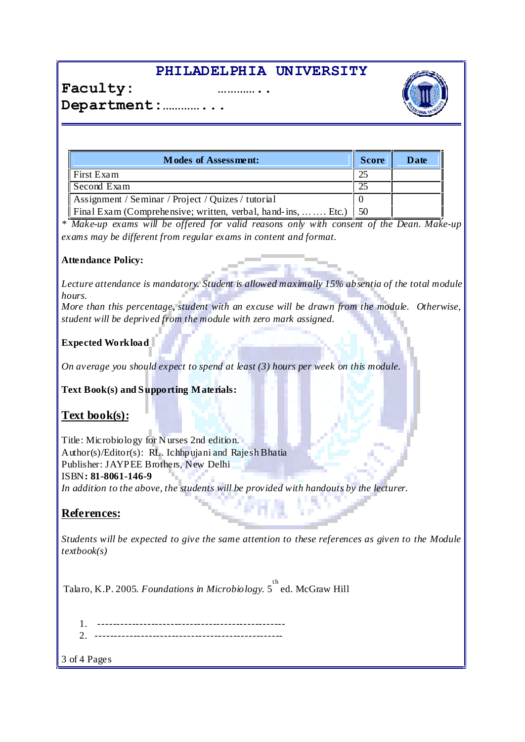# PHILADELPHIA UNIVERSITY

**Faculty:** ………..

**Department:**………...

| Modes of Assessment: | Score | Date |
|---|---|---|
| First Exam | 25 | |
| Second Exam | 25 | |
| Assignment / Seminar / Project / Quizes / tutorial | 0 | |
| Final Exam (Comprehensive; written, verbal, hand-ins, … …. Etc.) | 50 | |

*\* Make-up exams will be offered for valid reasons only with consent of the Dean. Make-up exams may be different from regular exams in content and format.*

**Attendance Policy:**

*Lecture attendance is mandatory. Student is allowed maximally 15% absentia of the total module hours.*
*More than this percentage, student with an excuse will be drawn from the module. Otherwise, student will be deprived from the module with zero mark assigned.*

**Expected Workload**

*On average you should expect to spend at least (3) hours per week on this module.*

**Text Book(s) and Supporting Materials:**

## Text book(s):

Title: Microbiology for Nurses 2nd edition.
Author(s)/Editor(s): RL. Ichhpujani and Rajesh Bhatia
Publisher: JAYPEE Brothers, New Delhi
ISBN**: 81-8061-146-9**
*In addition to the above, the students will be provided with handouts by the lecturer.*

## References:

*Students will be expected to give the same attention to these references as given to the Module textbook(s)*

Talaro, K.P. 2005. *Foundations in Microbiology.* 5th ed. McGraw Hill

1. --------------------------------------------------
2. --------------------------------------------------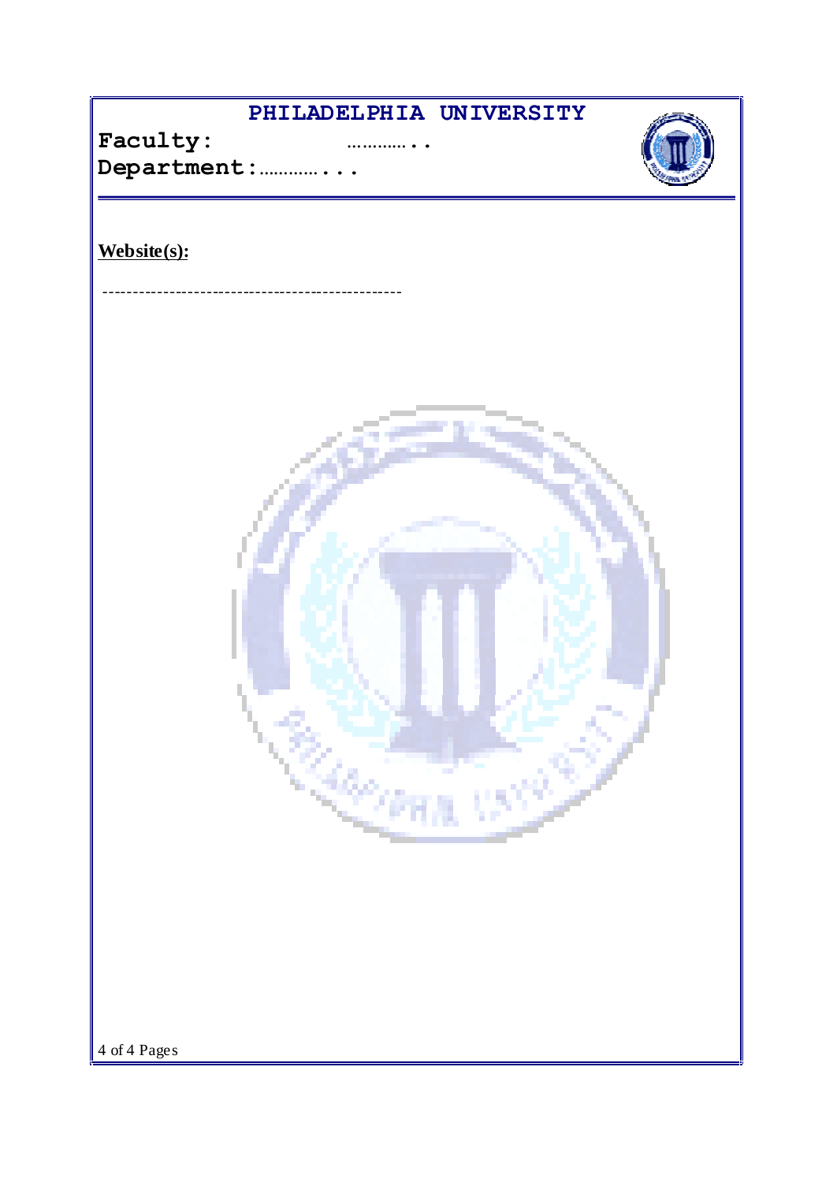**Website(s):**

-------------------------------------------------